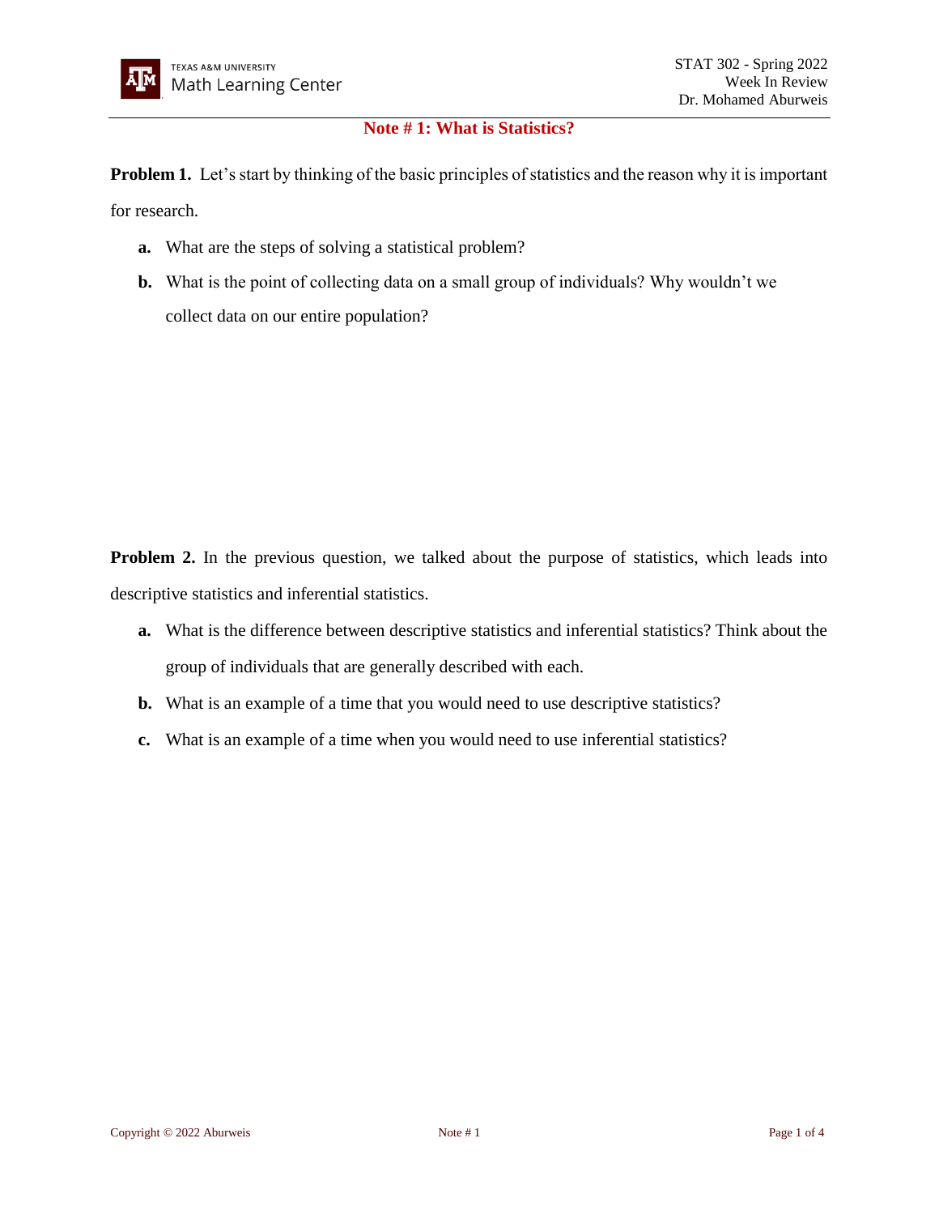# Note # 1: What is Statistics?

**Problem 1.** Let's start by thinking of the basic principles of statistics and the reason why it is important for research.

- **a.** What are the steps of solving a statistical problem?
- **b.** What is the point of collecting data on a small group of individuals? Why wouldn't we collect data on our entire population?

**Problem 2.** In the previous question, we talked about the purpose of statistics, which leads into descriptive statistics and inferential statistics.

- **a.** What is the difference between descriptive statistics and inferential statistics? Think about the group of individuals that are generally described with each.
- **b.** What is an example of a time that you would need to use descriptive statistics?
- **c.** What is an example of a time when you would need to use inferential statistics?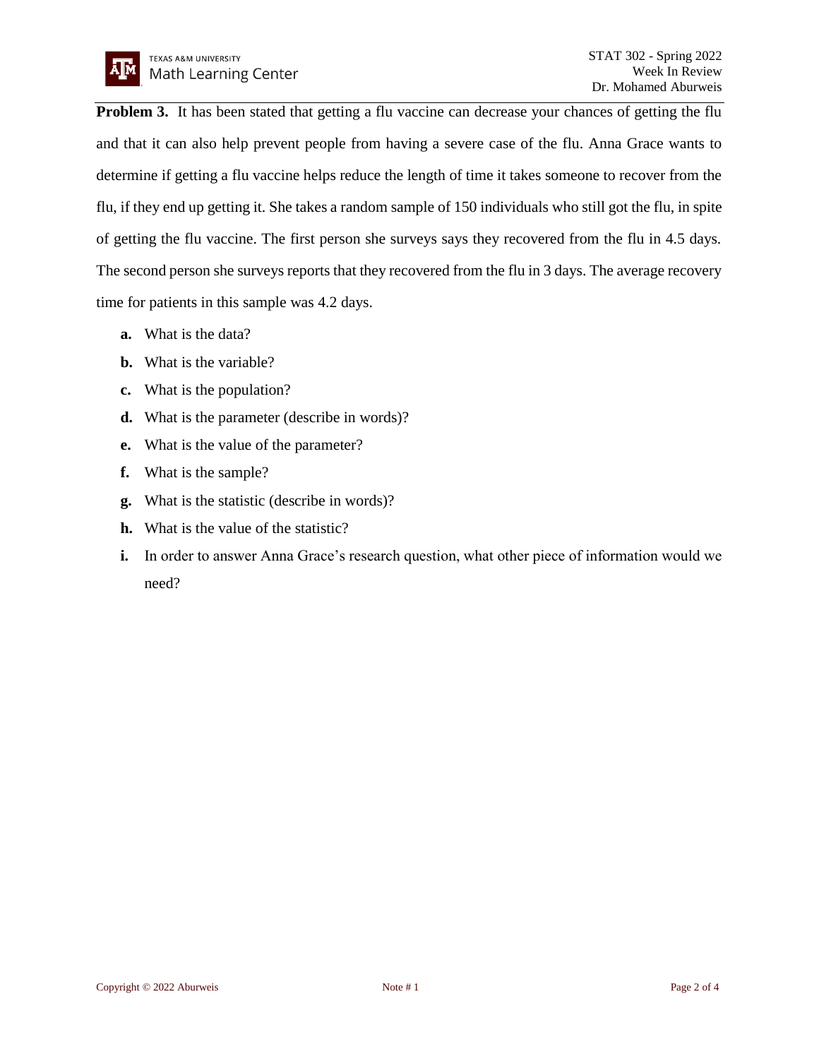**Problem 3.** It has been stated that getting a flu vaccine can decrease your chances of getting the flu and that it can also help prevent people from having a severe case of the flu. Anna Grace wants to determine if getting a flu vaccine helps reduce the length of time it takes someone to recover from the flu, if they end up getting it. She takes a random sample of 150 individuals who still got the flu, in spite of getting the flu vaccine. The first person she surveys says they recovered from the flu in 4.5 days. The second person she surveys reports that they recovered from the flu in 3 days. The average recovery time for patients in this sample was 4.2 days.

**a.** What is the data?

**b.** What is the variable?

**c.** What is the population?

**d.** What is the parameter (describe in words)?

**e.** What is the value of the parameter?

**f.** What is the sample?

**g.** What is the statistic (describe in words)?

**h.** What is the value of the statistic?

**i.** In order to answer Anna Grace's research question, what other piece of information would we need?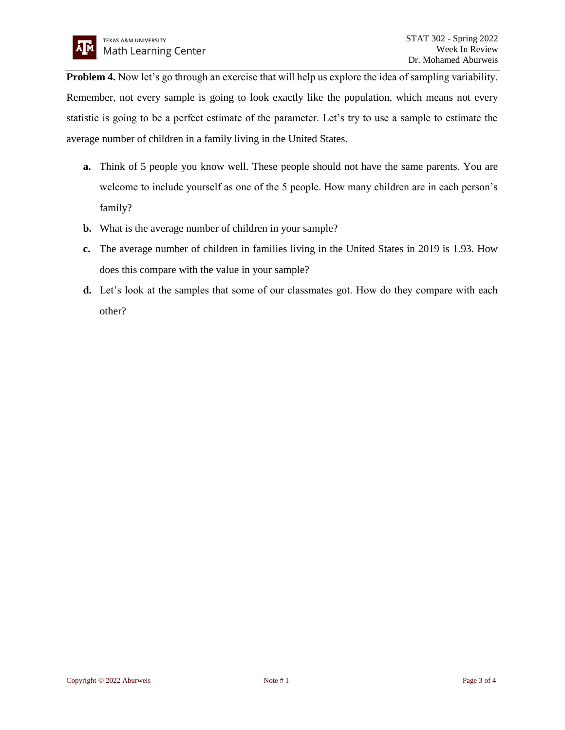**Problem 4.** Now let's go through an exercise that will help us explore the idea of sampling variability. Remember, not every sample is going to look exactly like the population, which means not every statistic is going to be a perfect estimate of the parameter. Let's try to use a sample to estimate the average number of children in a family living in the United States.

- **a.** Think of 5 people you know well. These people should not have the same parents. You are welcome to include yourself as one of the 5 people. How many children are in each person's family?
- **b.** What is the average number of children in your sample?
- **c.** The average number of children in families living in the United States in 2019 is 1.93. How does this compare with the value in your sample?
- **d.** Let's look at the samples that some of our classmates got. How do they compare with each other?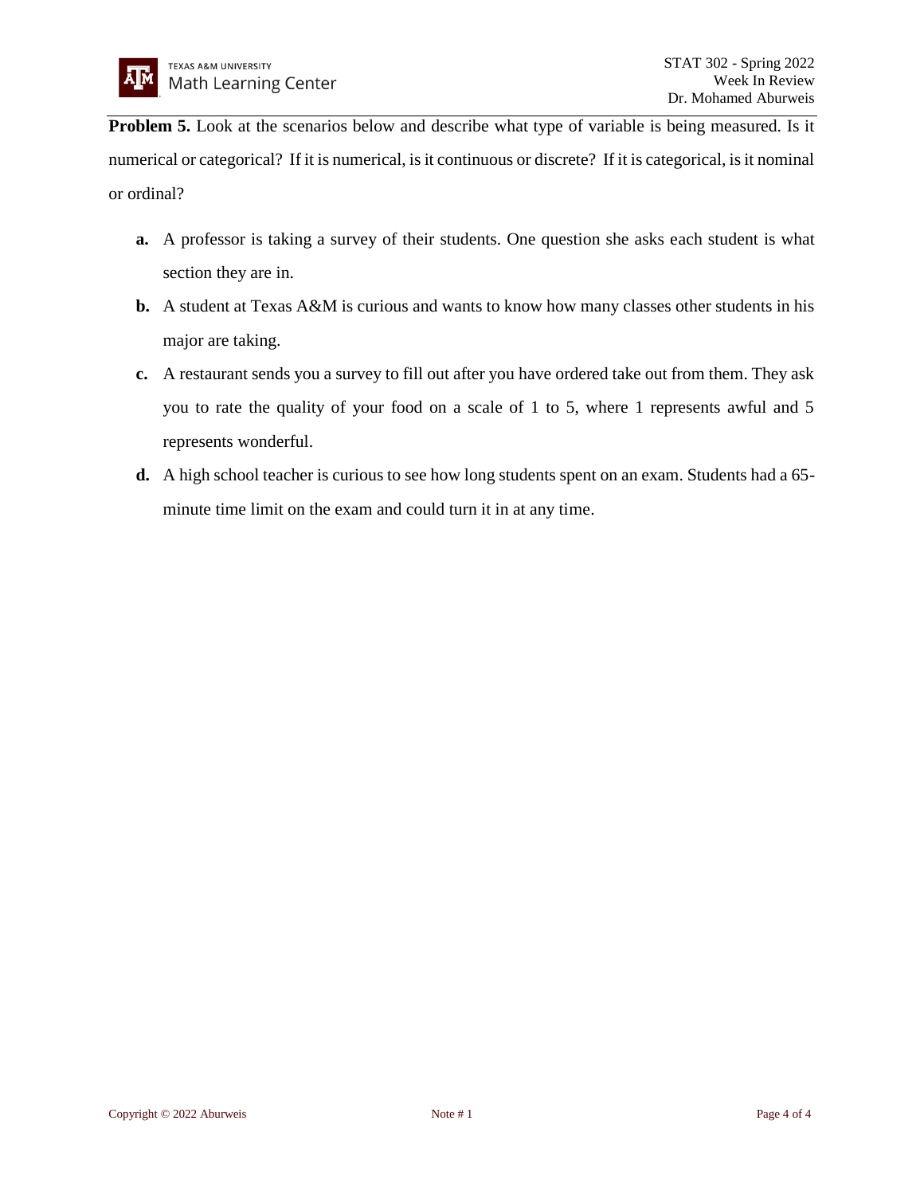**Problem 5.** Look at the scenarios below and describe what type of variable is being measured. Is it numerical or categorical? If it is numerical, is it continuous or discrete? If it is categorical, is it nominal or ordinal?

**a.** A professor is taking a survey of their students. One question she asks each student is what section they are in.

**b.** A student at Texas A&M is curious and wants to know how many classes other students in his major are taking.

**c.** A restaurant sends you a survey to fill out after you have ordered take out from them. They ask you to rate the quality of your food on a scale of 1 to 5, where 1 represents awful and 5 represents wonderful.

**d.** A high school teacher is curious to see how long students spent on an exam. Students had a 65-minute time limit on the exam and could turn it in at any time.